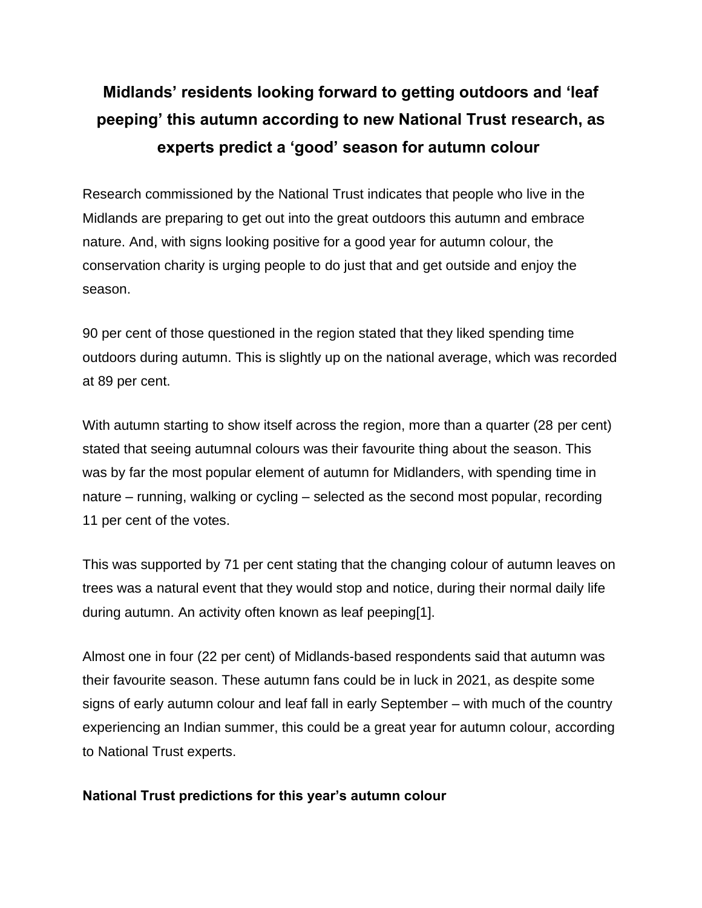# Midlands' residents looking forward to getting outdoors and 'leaf peeping' this autumn according to new National Trust research, as experts predict a 'good' season for autumn colour

Research commissioned by the National Trust indicates that people who live in the Midlands are preparing to get out into the great outdoors this autumn and embrace nature. And, with signs looking positive for a good year for autumn colour, the conservation charity is urging people to do just that and get outside and enjoy the season.

90 per cent of those questioned in the region stated that they liked spending time outdoors during autumn. This is slightly up on the national average, which was recorded at 89 per cent.

With autumn starting to show itself across the region, more than a quarter (28 per cent) stated that seeing autumnal colours was their favourite thing about the season. This was by far the most popular element of autumn for Midlanders, with spending time in nature – running, walking or cycling – selected as the second most popular, recording 11 per cent of the votes.

This was supported by 71 per cent stating that the changing colour of autumn leaves on trees was a natural event that they would stop and notice, during their normal daily life during autumn. An activity often known as leaf peeping[1].

Almost one in four (22 per cent) of Midlands-based respondents said that autumn was their favourite season. These autumn fans could be in luck in 2021, as despite some signs of early autumn colour and leaf fall in early September – with much of the country experiencing an Indian summer, this could be a great year for autumn colour, according to National Trust experts.

**National Trust predictions for this year's autumn colour**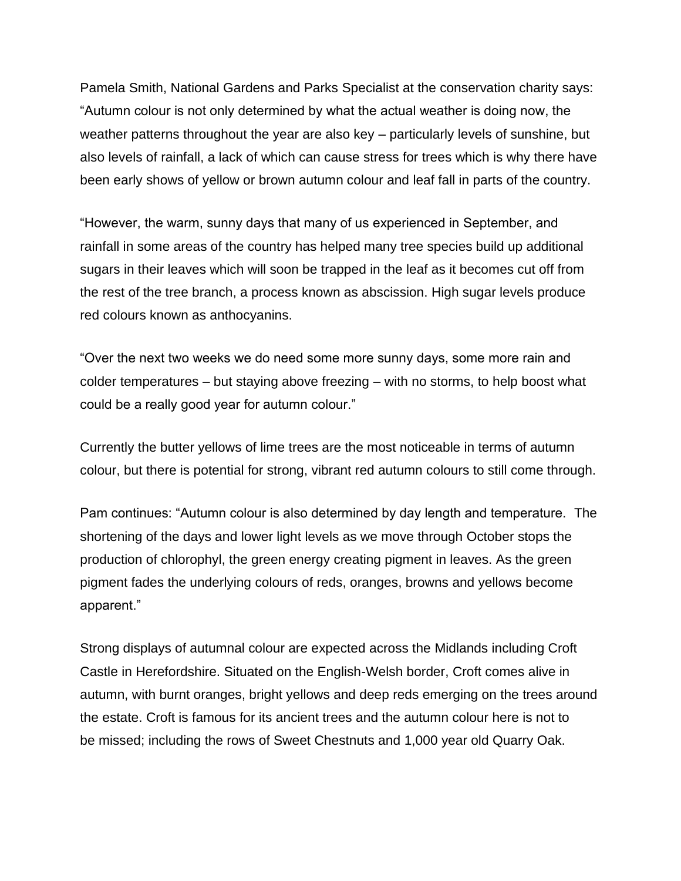Pamela Smith, National Gardens and Parks Specialist at the conservation charity says: “Autumn colour is not only determined by what the actual weather is doing now, the weather patterns throughout the year are also key – particularly levels of sunshine, but also levels of rainfall, a lack of which can cause stress for trees which is why there have been early shows of yellow or brown autumn colour and leaf fall in parts of the country.

“However, the warm, sunny days that many of us experienced in September, and rainfall in some areas of the country has helped many tree species build up additional sugars in their leaves which will soon be trapped in the leaf as it becomes cut off from the rest of the tree branch, a process known as abscission. High sugar levels produce red colours known as anthocyanins.

“Over the next two weeks we do need some more sunny days, some more rain and colder temperatures – but staying above freezing – with no storms, to help boost what could be a really good year for autumn colour.”

Currently the butter yellows of lime trees are the most noticeable in terms of autumn colour, but there is potential for strong, vibrant red autumn colours to still come through.

Pam continues: “Autumn colour is also determined by day length and temperature. The shortening of the days and lower light levels as we move through October stops the production of chlorophyl, the green energy creating pigment in leaves. As the green pigment fades the underlying colours of reds, oranges, browns and yellows become apparent.”

Strong displays of autumnal colour are expected across the Midlands including Croft Castle in Herefordshire. Situated on the English-Welsh border, Croft comes alive in autumn, with burnt oranges, bright yellows and deep reds emerging on the trees around the estate. Croft is famous for its ancient trees and the autumn colour here is not to be missed; including the rows of Sweet Chestnuts and 1,000 year old Quarry Oak.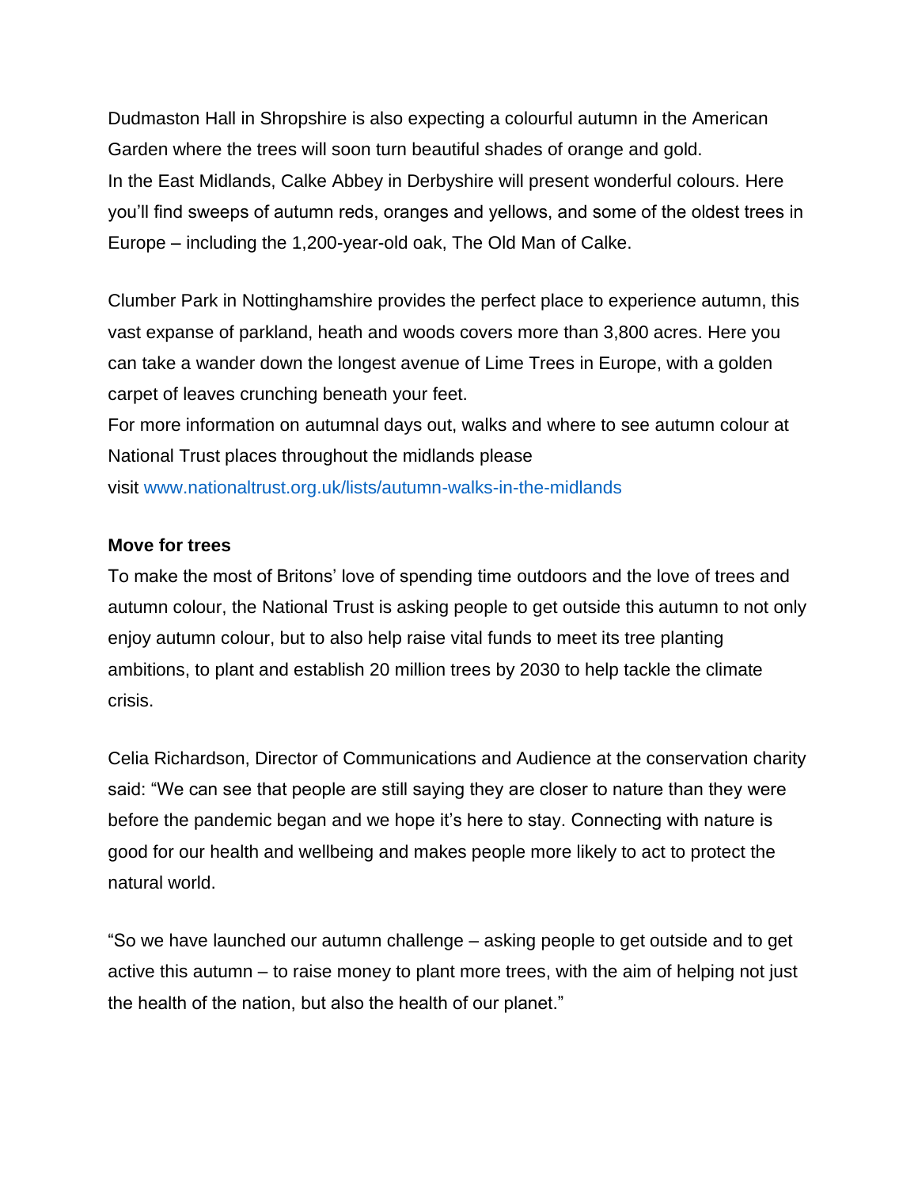Dudmaston Hall in Shropshire is also expecting a colourful autumn in the American Garden where the trees will soon turn beautiful shades of orange and gold.
In the East Midlands, Calke Abbey in Derbyshire will present wonderful colours. Here you'll find sweeps of autumn reds, oranges and yellows, and some of the oldest trees in Europe – including the 1,200-year-old oak, The Old Man of Calke.

Clumber Park in Nottinghamshire provides the perfect place to experience autumn, this vast expanse of parkland, heath and woods covers more than 3,800 acres. Here you can take a wander down the longest avenue of Lime Trees in Europe, with a golden carpet of leaves crunching beneath your feet.
For more information on autumnal days out, walks and where to see autumn colour at National Trust places throughout the midlands please visit www.nationaltrust.org.uk/lists/autumn-walks-in-the-midlands

**Move for trees**
To make the most of Britons' love of spending time outdoors and the love of trees and autumn colour, the National Trust is asking people to get outside this autumn to not only enjoy autumn colour, but to also help raise vital funds to meet its tree planting ambitions, to plant and establish 20 million trees by 2030 to help tackle the climate crisis.

Celia Richardson, Director of Communications and Audience at the conservation charity said: "We can see that people are still saying they are closer to nature than they were before the pandemic began and we hope it's here to stay. Connecting with nature is good for our health and wellbeing and makes people more likely to act to protect the natural world.

"So we have launched our autumn challenge – asking people to get outside and to get active this autumn – to raise money to plant more trees, with the aim of helping not just the health of the nation, but also the health of our planet."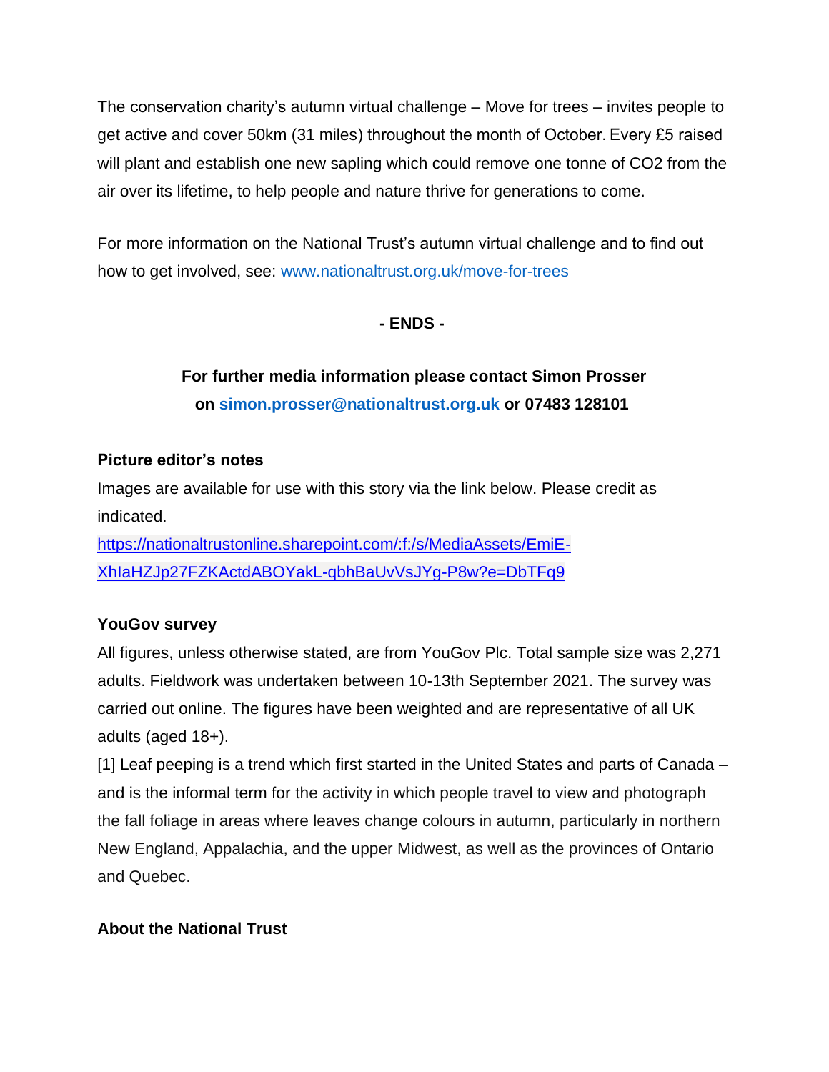The conservation charity's autumn virtual challenge – Move for trees – invites people to get active and cover 50km (31 miles) throughout the month of October. Every £5 raised will plant and establish one new sapling which could remove one tonne of $CO_2$ from the air over its lifetime, to help people and nature thrive for generations to come.

For more information on the National Trust's autumn virtual challenge and to find out how to get involved, see: www.nationaltrust.org.uk/move-for-trees

**- ENDS -**

**For further media information please contact Simon Prosser on simon.prosser@nationaltrust.org.uk or 07483 128101**

**Picture editor's notes**

Images are available for use with this story via the link below. Please credit as indicated.

https://nationaltrustonline.sharepoint.com/:f:/s/MediaAssets/EmiE-XhIaHZJp27FZKActdABOYakL-qbhBaUvVsJYg-P8w?e=DbTFq9

**YouGov survey**

All figures, unless otherwise stated, are from YouGov Plc. Total sample size was 2,271 adults. Fieldwork was undertaken between 10-13th September 2021. The survey was carried out online. The figures have been weighted and are representative of all UK adults (aged 18+).

[1] Leaf peeping is a trend which first started in the United States and parts of Canada – and is the informal term for the activity in which people travel to view and photograph the fall foliage in areas where leaves change colours in autumn, particularly in northern New England, Appalachia, and the upper Midwest, as well as the provinces of Ontario and Quebec.

**About the National Trust**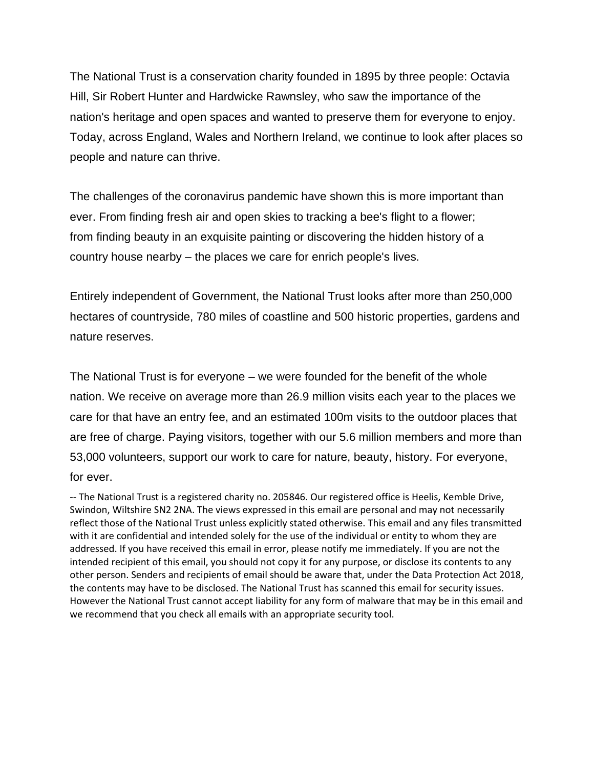The National Trust is a conservation charity founded in 1895 by three people: Octavia Hill, Sir Robert Hunter and Hardwicke Rawnsley, who saw the importance of the nation's heritage and open spaces and wanted to preserve them for everyone to enjoy. Today, across England, Wales and Northern Ireland, we continue to look after places so people and nature can thrive.

The challenges of the coronavirus pandemic have shown this is more important than ever. From finding fresh air and open skies to tracking a bee's flight to a flower; from finding beauty in an exquisite painting or discovering the hidden history of a country house nearby – the places we care for enrich people's lives.

Entirely independent of Government, the National Trust looks after more than 250,000 hectares of countryside, 780 miles of coastline and 500 historic properties, gardens and nature reserves.

The National Trust is for everyone – we were founded for the benefit of the whole nation. We receive on average more than 26.9 million visits each year to the places we care for that have an entry fee, and an estimated 100m visits to the outdoor places that are free of charge. Paying visitors, together with our 5.6 million members and more than 53,000 volunteers, support our work to care for nature, beauty, history. For everyone, for ever.

-- The National Trust is a registered charity no. 205846. Our registered office is Heelis, Kemble Drive, Swindon, Wiltshire SN2 2NA. The views expressed in this email are personal and may not necessarily reflect those of the National Trust unless explicitly stated otherwise. This email and any files transmitted with it are confidential and intended solely for the use of the individual or entity to whom they are addressed. If you have received this email in error, please notify me immediately. If you are not the intended recipient of this email, you should not copy it for any purpose, or disclose its contents to any other person. Senders and recipients of email should be aware that, under the Data Protection Act 2018, the contents may have to be disclosed. The National Trust has scanned this email for security issues. However the National Trust cannot accept liability for any form of malware that may be in this email and we recommend that you check all emails with an appropriate security tool.